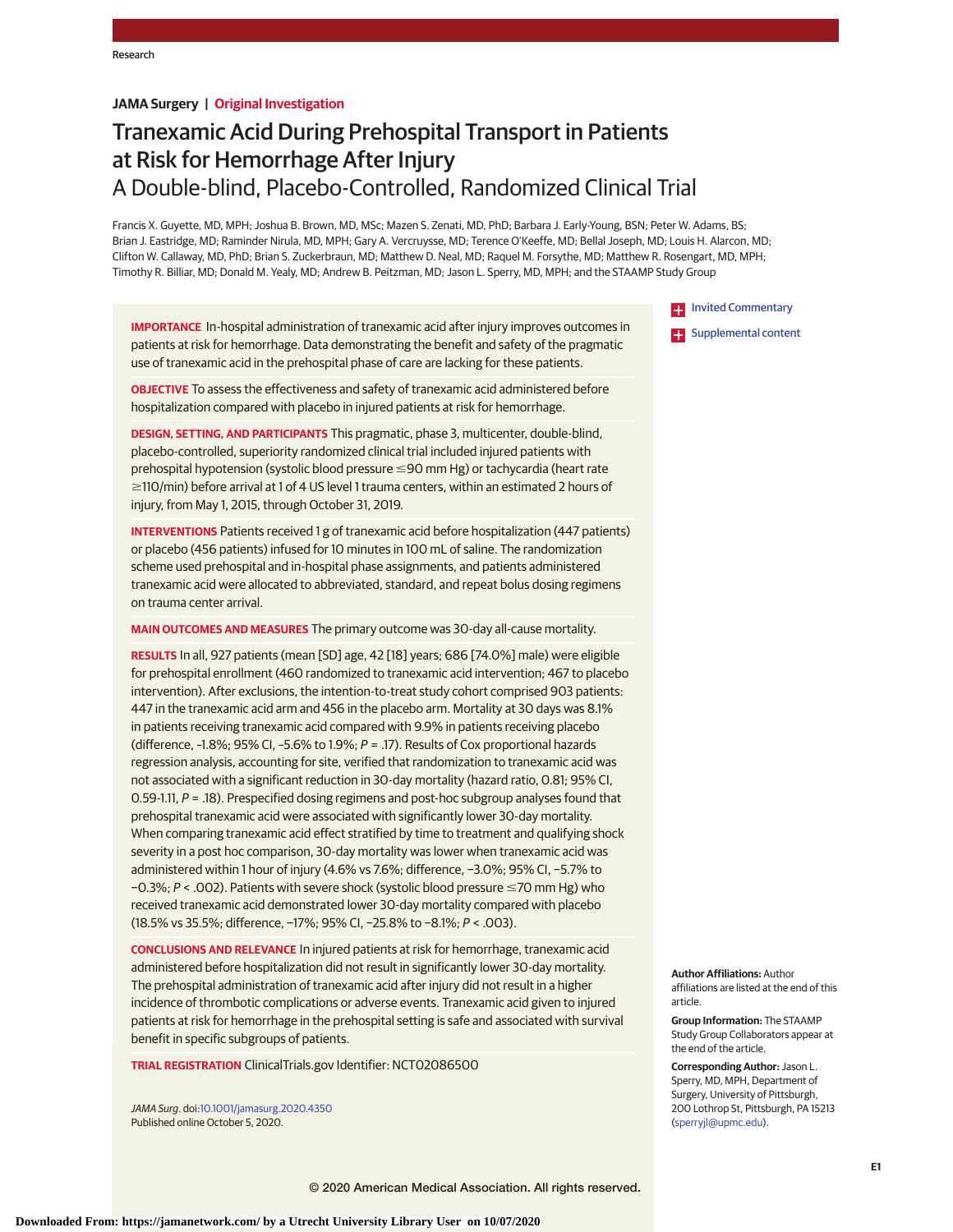**JAMA Surgery | Original Investigation**

# Tranexamic Acid During Prehospital Transport in Patients at Risk for Hemorrhage After Injury
## A Double-blind, Placebo-Controlled, Randomized Clinical Trial

Francis X. Guyette, MD, MPH; Joshua B. Brown, MD, MSc; Mazen S. Zenati, MD, PhD; Barbara J. Early-Young, BSN; Peter W. Adams, BS; Brian J. Eastridge, MD; Raminder Nirula, MD, MPH; Gary A. Vercruysse, MD; Terence O'Keeffe, MD; Bellal Joseph, MD; Louis H. Alarcon, MD; Clifton W. Callaway, MD, PhD; Brian S. Zuckerbraun, MD; Matthew D. Neal, MD; Raquel M. Forsythe, MD; Matthew R. Rosengart, MD, MPH; Timothy R. Billiar, MD; Donald M. Yealy, MD; Andrew B. Peitzman, MD; Jason L. Sperry, MD, MPH; and the STAAMP Study Group

Invited Commentary

Supplemental content

**IMPORTANCE** In-hospital administration of tranexamic acid after injury improves outcomes in patients at risk for hemorrhage. Data demonstrating the benefit and safety of the pragmatic use of tranexamic acid in the prehospital phase of care are lacking for these patients.

**OBJECTIVE** To assess the effectiveness and safety of tranexamic acid administered before hospitalization compared with placebo in injured patients at risk for hemorrhage.

**DESIGN, SETTING, AND PARTICIPANTS** This pragmatic, phase 3, multicenter, double-blind, placebo-controlled, superiority randomized clinical trial included injured patients with prehospital hypotension (systolic blood pressure ≤90 mm Hg) or tachycardia (heart rate ≥110/min) before arrival at 1 of 4 US level 1 trauma centers, within an estimated 2 hours of injury, from May 1, 2015, through October 31, 2019.

**INTERVENTIONS** Patients received 1 g of tranexamic acid before hospitalization (447 patients) or placebo (456 patients) infused for 10 minutes in 100 mL of saline. The randomization scheme used prehospital and in-hospital phase assignments, and patients administered tranexamic acid were allocated to abbreviated, standard, and repeat bolus dosing regimens on trauma center arrival.

**MAIN OUTCOMES AND MEASURES** The primary outcome was 30-day all-cause mortality.

**RESULTS** In all, 927 patients (mean [SD] age, 42 [18] years; 686 [74.0%] male) were eligible for prehospital enrollment (460 randomized to tranexamic acid intervention; 467 to placebo intervention). After exclusions, the intention-to-treat study cohort comprised 903 patients: 447 in the tranexamic acid arm and 456 in the placebo arm. Mortality at 30 days was 8.1% in patients receiving tranexamic acid compared with 9.9% in patients receiving placebo (difference, −1.8%; 95% CI, −5.6% to 1.9%; $P = .17$). Results of Cox proportional hazards regression analysis, accounting for site, verified that randomization to tranexamic acid was not associated with a significant reduction in 30-day mortality (hazard ratio, 0.81; 95% CI, 0.59-1.11, $P = .18$). Prespecified dosing regimens and post-hoc subgroup analyses found that prehospital tranexamic acid were associated with significantly lower 30-day mortality. When comparing tranexamic acid effect stratified by time to treatment and qualifying shock severity in a post hoc comparison, 30-day mortality was lower when tranexamic acid was administered within 1 hour of injury (4.6% vs 7.6%; difference, −3.0%; 95% CI, −5.7% to −0.3%; $P < .002$). Patients with severe shock (systolic blood pressure ≤70 mm Hg) who received tranexamic acid demonstrated lower 30-day mortality compared with placebo (18.5% vs 35.5%; difference, −17%; 95% CI, −25.8% to −8.1%; $P < .003$).

**CONCLUSIONS AND RELEVANCE** In injured patients at risk for hemorrhage, tranexamic acid administered before hospitalization did not result in significantly lower 30-day mortality. The prehospital administration of tranexamic acid after injury did not result in a higher incidence of thrombotic complications or adverse events. Tranexamic acid given to injured patients at risk for hemorrhage in the prehospital setting is safe and associated with survival benefit in specific subgroups of patients.

**TRIAL REGISTRATION** ClinicalTrials.gov Identifier: NCT02086500

*JAMA Surg*. doi:10.1001/jamasurg.2020.4350
Published online October 5, 2020.

**Author Affiliations:** Author affiliations are listed at the end of this article.

**Group Information:** The STAAMP Study Group Collaborators appear at the end of the article.

**Corresponding Author:** Jason L. Sperry, MD, MPH, Department of Surgery, University of Pittsburgh, 200 Lothrop St, Pittsburgh, PA 15213 (sperryjl@upmc.edu).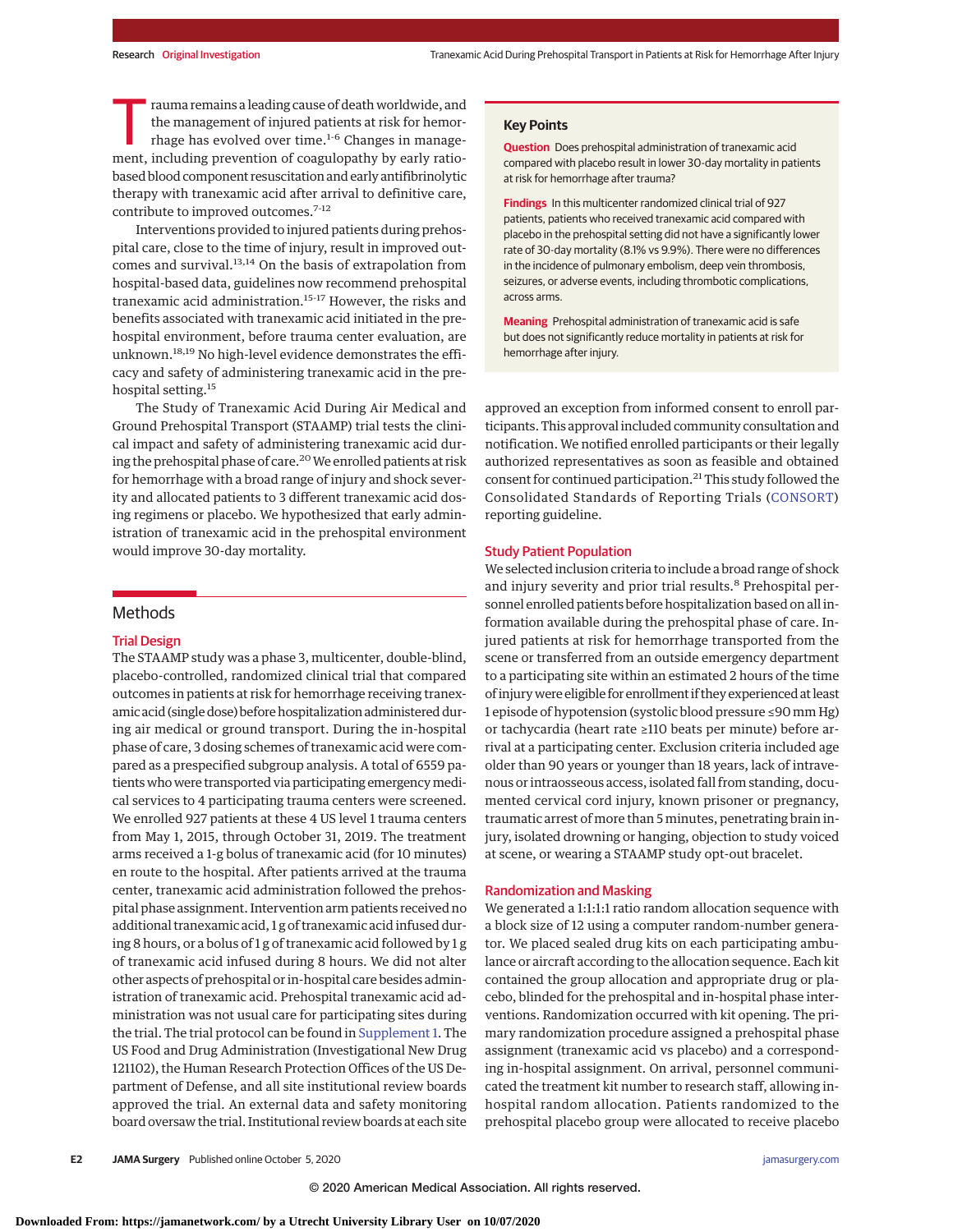Trauma remains a leading cause of death worldwide, and the management of injured patients at risk for hemorrhage has evolved over time.[1-6] Changes in management, including prevention of coagulopathy by early ratio-based blood component resuscitation and early antifibrinolytic therapy with tranexamic acid after arrival to definitive care, contribute to improved outcomes.[7-12]

Interventions provided to injured patients during prehospital care, close to the time of injury, result in improved outcomes and survival.[13,14] On the basis of extrapolation from hospital-based data, guidelines now recommend prehospital tranexamic acid administration.[15-17] However, the risks and benefits associated with tranexamic acid initiated in the prehospital environment, before trauma center evaluation, are unknown.[18,19] No high-level evidence demonstrates the efficacy and safety of administering tranexamic acid in the prehospital setting.[15]

The Study of Tranexamic Acid During Air Medical and Ground Prehospital Transport (STAAMP) trial tests the clinical impact and safety of administering tranexamic acid during the prehospital phase of care.[20] We enrolled patients at risk for hemorrhage with a broad range of injury and shock severity and allocated patients to 3 different tranexamic acid dosing regimens or placebo. We hypothesized that early administration of tranexamic acid in the prehospital environment would improve 30-day mortality.

> **Key Points**
>
> **Question** Does prehospital administration of tranexamic acid compared with placebo result in lower 30-day mortality in patients at risk for hemorrhage after trauma?
>
> **Findings** In this multicenter randomized clinical trial of 927 patients, patients who received tranexamic acid compared with placebo in the prehospital setting did not have a significantly lower rate of 30-day mortality (8.1% vs 9.9%). There were no differences in the incidence of pulmonary embolism, deep vein thrombosis, seizures, or adverse events, including thrombotic complications, across arms.
>
> **Meaning** Prehospital administration of tranexamic acid is safe but does not significantly reduce mortality in patients at risk for hemorrhage after injury.

## Methods

### Trial Design

The STAAMP study was a phase 3, multicenter, double-blind, placebo-controlled, randomized clinical trial that compared outcomes in patients at risk for hemorrhage receiving tranexamic acid (single dose) before hospitalization administered during air medical or ground transport. During the in-hospital phase of care, 3 dosing schemes of tranexamic acid were compared as a prespecified subgroup analysis. A total of 6559 patients who were transported via participating emergency medical services to 4 participating trauma centers were screened. We enrolled 927 patients at these 4 US level 1 trauma centers from May 1, 2015, through October 31, 2019. The treatment arms received a 1-g bolus of tranexamic acid (for 10 minutes) en route to the hospital. After patients arrived at the trauma center, tranexamic acid administration followed the prehospital phase assignment. Intervention arm patients received no additional tranexamic acid, 1 g of tranexamic acid infused during 8 hours, or a bolus of 1 g of tranexamic acid followed by 1 g of tranexamic acid infused during 8 hours. We did not alter other aspects of prehospital or in-hospital care besides administration of tranexamic acid. Prehospital tranexamic acid administration was not usual care for participating sites during the trial. The trial protocol can be found in Supplement 1. The US Food and Drug Administration (Investigational New Drug 121102), the Human Research Protection Offices of the US Department of Defense, and all site institutional review boards approved the trial. An external data and safety monitoring board oversaw the trial. Institutional review boards at each site approved an exception from informed consent to enroll participants. This approval included community consultation and notification. We notified enrolled participants or their legally authorized representatives as soon as feasible and obtained consent for continued participation.[21] This study followed the Consolidated Standards of Reporting Trials (CONSORT) reporting guideline.

### Study Patient Population

We selected inclusion criteria to include a broad range of shock and injury severity and prior trial results.[8] Prehospital personnel enrolled patients before hospitalization based on all information available during the prehospital phase of care. Injured patients at risk for hemorrhage transported from the scene or transferred from an outside emergency department to a participating site within an estimated 2 hours of the time of injury were eligible for enrollment if they experienced at least 1 episode of hypotension (systolic blood pressure ≤90 mm Hg) or tachycardia (heart rate ≥110 beats per minute) before arrival at a participating center. Exclusion criteria included age older than 90 years or younger than 18 years, lack of intravenous or intraosseous access, isolated fall from standing, documented cervical cord injury, known prisoner or pregnancy, traumatic arrest of more than 5 minutes, penetrating brain injury, isolated drowning or hanging, objection to study voiced at scene, or wearing a STAAMP study opt-out bracelet.

### Randomization and Masking

We generated a 1:1:1:1 ratio random allocation sequence with a block size of 12 using a computer random-number generator. We placed sealed drug kits on each participating ambulance or aircraft according to the allocation sequence. Each kit contained the group allocation and appropriate drug or placebo, blinded for the prehospital and in-hospital phase interventions. Randomization occurred with kit opening. The primary randomization procedure assigned a prehospital phase assignment (tranexamic acid vs placebo) and a corresponding in-hospital assignment. On arrival, personnel communicated the treatment kit number to research staff, allowing in-hospital random allocation. Patients randomized to the prehospital placebo group were allocated to receive placebo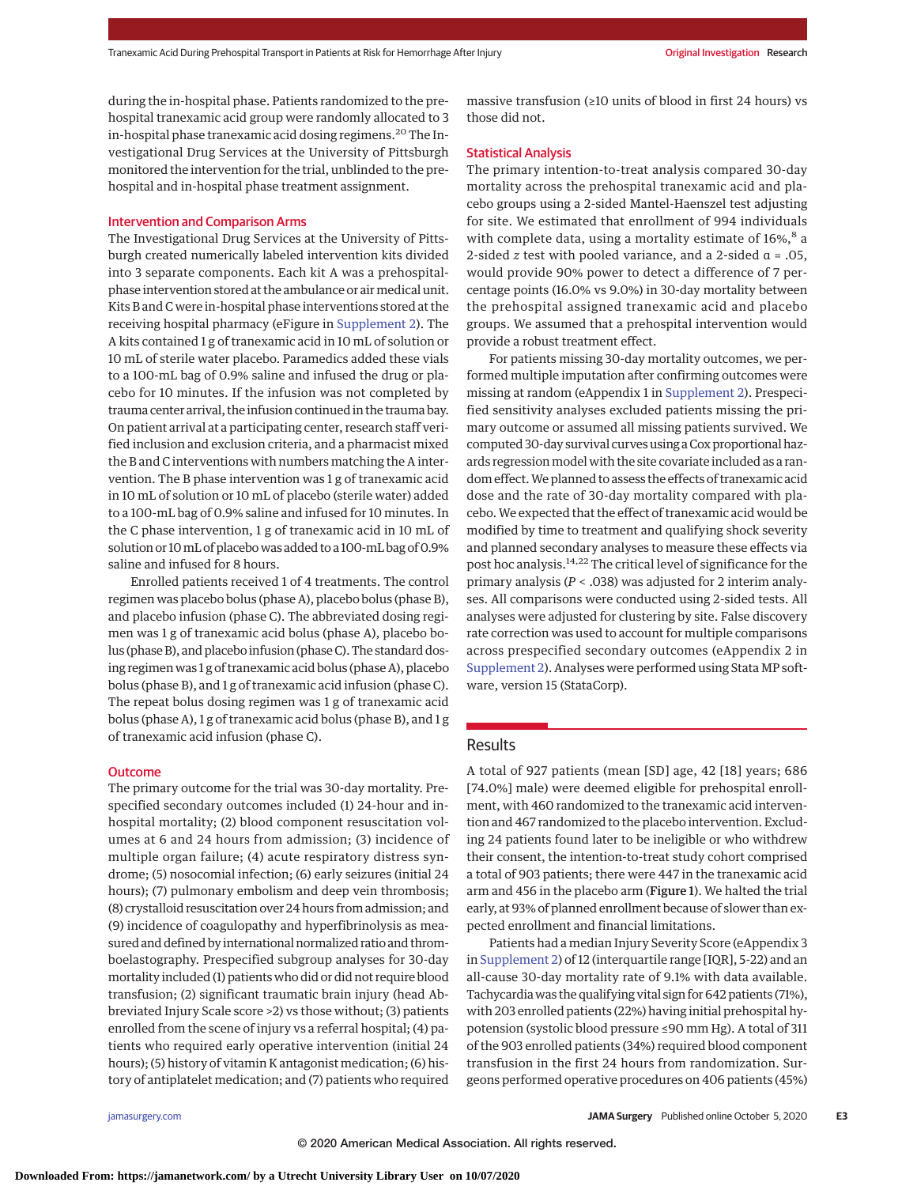during the in-hospital phase. Patients randomized to the prehospital tranexamic acid group were randomly allocated to 3 in-hospital phase tranexamic acid dosing regimens.[20] The Investigational Drug Services at the University of Pittsburgh monitored the intervention for the trial, unblinded to the prehospital and in-hospital phase treatment assignment.

### Intervention and Comparison Arms

The Investigational Drug Services at the University of Pittsburgh created numerically labeled intervention kits divided into 3 separate components. Each kit A was a prehospital-phase intervention stored at the ambulance or air medical unit. Kits B and C were in-hospital phase interventions stored at the receiving hospital pharmacy (eFigure in Supplement 2). The A kits contained 1 g of tranexamic acid in 10 mL of solution or 10 mL of sterile water placebo. Paramedics added these vials to a 100-mL bag of 0.9% saline and infused the drug or placebo for 10 minutes. If the infusion was not completed by trauma center arrival, the infusion continued in the trauma bay. On patient arrival at a participating center, research staff verified inclusion and exclusion criteria, and a pharmacist mixed the B and C interventions with numbers matching the A intervention. The B phase intervention was 1 g of tranexamic acid in 10 mL of solution or 10 mL of placebo (sterile water) added to a 100-mL bag of 0.9% saline and infused for 10 minutes. In the C phase intervention, 1 g of tranexamic acid in 10 mL of solution or 10 mL of placebo was added to a 100-mL bag of 0.9% saline and infused for 8 hours.

Enrolled patients received 1 of 4 treatments. The control regimen was placebo bolus (phase A), placebo bolus (phase B), and placebo infusion (phase C). The abbreviated dosing regimen was 1 g of tranexamic acid bolus (phase A), placebo bolus (phase B), and placebo infusion (phase C). The standard dosing regimen was 1 g of tranexamic acid bolus (phase A), placebo bolus (phase B), and 1 g of tranexamic acid infusion (phase C). The repeat bolus dosing regimen was 1 g of tranexamic acid bolus (phase A), 1 g of tranexamic acid bolus (phase B), and 1 g of tranexamic acid infusion (phase C).

### Outcome

The primary outcome for the trial was 30-day mortality. Prespecified secondary outcomes included (1) 24-hour and in-hospital mortality; (2) blood component resuscitation volumes at 6 and 24 hours from admission; (3) incidence of multiple organ failure; (4) acute respiratory distress syndrome; (5) nosocomial infection; (6) early seizures (initial 24 hours); (7) pulmonary embolism and deep vein thrombosis; (8) crystalloid resuscitation over 24 hours from admission; and (9) incidence of coagulopathy and hyperfibrinolysis as measured and defined by international normalized ratio and thromboelastography. Prespecified subgroup analyses for 30-day mortality included (1) patients who did or did not require blood transfusion; (2) significant traumatic brain injury (head Abbreviated Injury Scale score >2) vs those without; (3) patients enrolled from the scene of injury vs a referral hospital; (4) patients who required early operative intervention (initial 24 hours); (5) history of vitamin K antagonist medication; (6) history of antiplatelet medication; and (7) patients who required massive transfusion (≥10 units of blood in first 24 hours) vs those did not.

### Statistical Analysis

The primary intention-to-treat analysis compared 30-day mortality across the prehospital tranexamic acid and placebo groups using a 2-sided Mantel-Haenszel test adjusting for site. We estimated that enrollment of 994 individuals with complete data, using a mortality estimate of 16%,[8] a 2-sided $z$ test with pooled variance, and a 2-sided $\alpha = .05$, would provide 90% power to detect a difference of 7 percentage points (16.0% vs 9.0%) in 30-day mortality between the prehospital assigned tranexamic acid and placebo groups. We assumed that a prehospital intervention would provide a robust treatment effect.

For patients missing 30-day mortality outcomes, we performed multiple imputation after confirming outcomes were missing at random (eAppendix 1 in Supplement 2). Prespecified sensitivity analyses excluded patients missing the primary outcome or assumed all missing patients survived. We computed 30-day survival curves using a Cox proportional hazards regression model with the site covariate included as a random effect. We planned to assess the effects of tranexamic acid dose and the rate of 30-day mortality compared with placebo. We expected that the effect of tranexamic acid would be modified by time to treatment and qualifying shock severity and planned secondary analyses to measure these effects via post hoc analysis.[14,22] The critical level of significance for the primary analysis ($P < .038$) was adjusted for 2 interim analyses. All comparisons were conducted using 2-sided tests. All analyses were adjusted for clustering by site. False discovery rate correction was used to account for multiple comparisons across prespecified secondary outcomes (eAppendix 2 in Supplement 2). Analyses were performed using Stata MP software, version 15 (StataCorp).

## Results

A total of 927 patients (mean [SD] age, 42 [18] years; 686 [74.0%] male) were deemed eligible for prehospital enrollment, with 460 randomized to the tranexamic acid intervention and 467 randomized to the placebo intervention. Excluding 24 patients found later to be ineligible or who withdrew their consent, the intention-to-treat study cohort comprised a total of 903 patients; there were 447 in the tranexamic acid arm and 456 in the placebo arm (**Figure 1**). We halted the trial early, at 93% of planned enrollment because of slower than expected enrollment and financial limitations.

Patients had a median Injury Severity Score (eAppendix 3 in Supplement 2) of 12 (interquartile range [IQR], 5-22) and an all-cause 30-day mortality rate of 9.1% with data available. Tachycardia was the qualifying vital sign for 642 patients (71%), with 203 enrolled patients (22%) having initial prehospital hypotension (systolic blood pressure ≤90 mm Hg). A total of 311 of the 903 enrolled patients (34%) required blood component transfusion in the first 24 hours from randomization. Surgeons performed operative procedures on 406 patients (45%)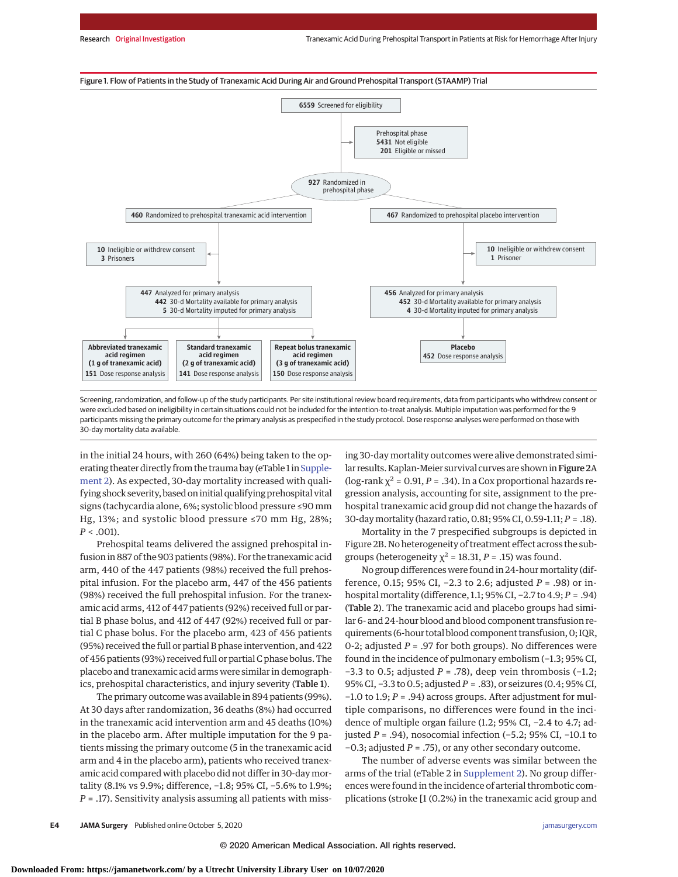Figure 1. Flow of Patients in the Study of Tranexamic Acid During Air and Ground Prehospital Transport (STAAMP) Trial

- **6559** Screened for eligibility
  - Prehospital phase: **5431** Not eligible; **201** Eligible or missed
- **927** Randomized in prehospital phase
  - **460** Randomized to prehospital tranexamic acid intervention
    - **10** Ineligible or withdrew consent; **3** Prisoners
    - **447** Analyzed for primary analysis; **442** 30-d Mortality available for primary analysis; **5** 30-d Mortality imputed for primary analysis
      - Abbreviated tranexamic acid regimen (1 g of tranexamic acid): **151** Dose response analysis
      - Standard tranexamic acid regimen (2 g of tranexamic acid): **141** Dose response analysis
      - Repeat bolus tranexamic acid regimen (3 g of tranexamic acid): **150** Dose response analysis
  - **467** Randomized to prehospital placebo intervention
    - **10** Ineligible or withdrew consent; **1** Prisoner
    - **456** Analyzed for primary analysis; **452** 30-d Mortality available for primary analysis; **4** 30-d Mortality imputed for primary analysis
      - Placebo: **452** Dose response analysis

Screening, randomization, and follow-up of the study participants. Per site institutional review board requirements, data from participants who withdrew consent or were excluded based on ineligibility in certain situations could not be included for the intention-to-treat analysis. Multiple imputation was performed for the 9 participants missing the primary outcome for the primary analysis as prespecified in the study protocol. Dose response analyses were performed on those with 30-day mortality data available.

in the initial 24 hours, with 260 (64%) being taken to the operating theater directly from the trauma bay (eTable 1 in Supplement 2). As expected, 30-day mortality increased with qualifying shock severity, based on initial qualifying prehospital vital signs (tachycardia alone, 6%; systolic blood pressure ≤90 mm Hg, 13%; and systolic blood pressure ≤70 mm Hg, 28%; $P < .001$).

Prehospital teams delivered the assigned prehospital infusion in 887 of the 903 patients (98%). For the tranexamic acid arm, 440 of the 447 patients (98%) received the full prehospital infusion. For the placebo arm, 447 of the 456 patients (98%) received the full prehospital infusion. For the tranexamic acid arms, 412 of 447 patients (92%) received full or partial B phase bolus, and 412 of 447 (92%) received full or partial C phase bolus. For the placebo arm, 423 of 456 patients (95%) received the full or partial B phase intervention, and 422 of 456 patients (93%) received full or partial C phase bolus. The placebo and tranexamic acid arms were similar in demographics, prehospital characteristics, and injury severity (Table 1).

The primary outcome was available in 894 patients (99%). At 30 days after randomization, 36 deaths (8%) had occurred in the tranexamic acid intervention arm and 45 deaths (10%) in the placebo arm. After multiple imputation for the 9 patients missing the primary outcome (5 in the tranexamic acid arm and 4 in the placebo arm), patients who received tranexamic acid compared with placebo did not differ in 30-day mortality (8.1% vs 9.9%; difference, −1.8; 95% CI, −5.6% to 1.9%; $P = .17$). Sensitivity analysis assuming all patients with missing 30-day mortality outcomes were alive demonstrated similar results. Kaplan-Meier survival curves are shown in Figure 2A (log-rank $\chi^2 = 0.91$, $P = .34$). In a Cox proportional hazards regression analysis, accounting for site, assignment to the prehospital tranexamic acid group did not change the hazards of 30-day mortality (hazard ratio, 0.81; 95% CI, 0.59-1.11; $P = .18$).

Mortality in the 7 prespecified subgroups is depicted in Figure 2B. No heterogeneity of treatment effect across the subgroups (heterogeneity $\chi^2 = 18.31$, $P = .15$) was found.

No group differences were found in 24-hour mortality (difference, 0.15; 95% CI, −2.3 to 2.6; adjusted $P = .98$) or in-hospital mortality (difference, 1.1; 95% CI, −2.7 to 4.9; $P = .94$) (Table 2). The tranexamic acid and placebo groups had similar 6- and 24-hour blood and blood component transfusion requirements (6-hour total blood component transfusion, 0; IQR, 0-2; adjusted $P = .97$ for both groups). No differences were found in the incidence of pulmonary embolism (−1.3; 95% CI, −3.3 to 0.5; adjusted $P = .78$), deep vein thrombosis (−1.2; 95% CI, −3.3 to 0.5; adjusted $P = .83$), or seizures (0.4; 95% CI, −1.0 to 1.9; $P = .94$) across groups. After adjustment for multiple comparisons, no differences were found in the incidence of multiple organ failure (1.2; 95% CI, −2.4 to 4.7; adjusted $P = .94$), nosocomial infection (−5.2; 95% CI, −10.1 to −0.3; adjusted $P = .75$), or any other secondary outcome.

The number of adverse events was similar between the arms of the trial (eTable 2 in Supplement 2). No group differences were found in the incidence of arterial thrombotic complications (stroke [1 (0.2%) in the tranexamic acid group and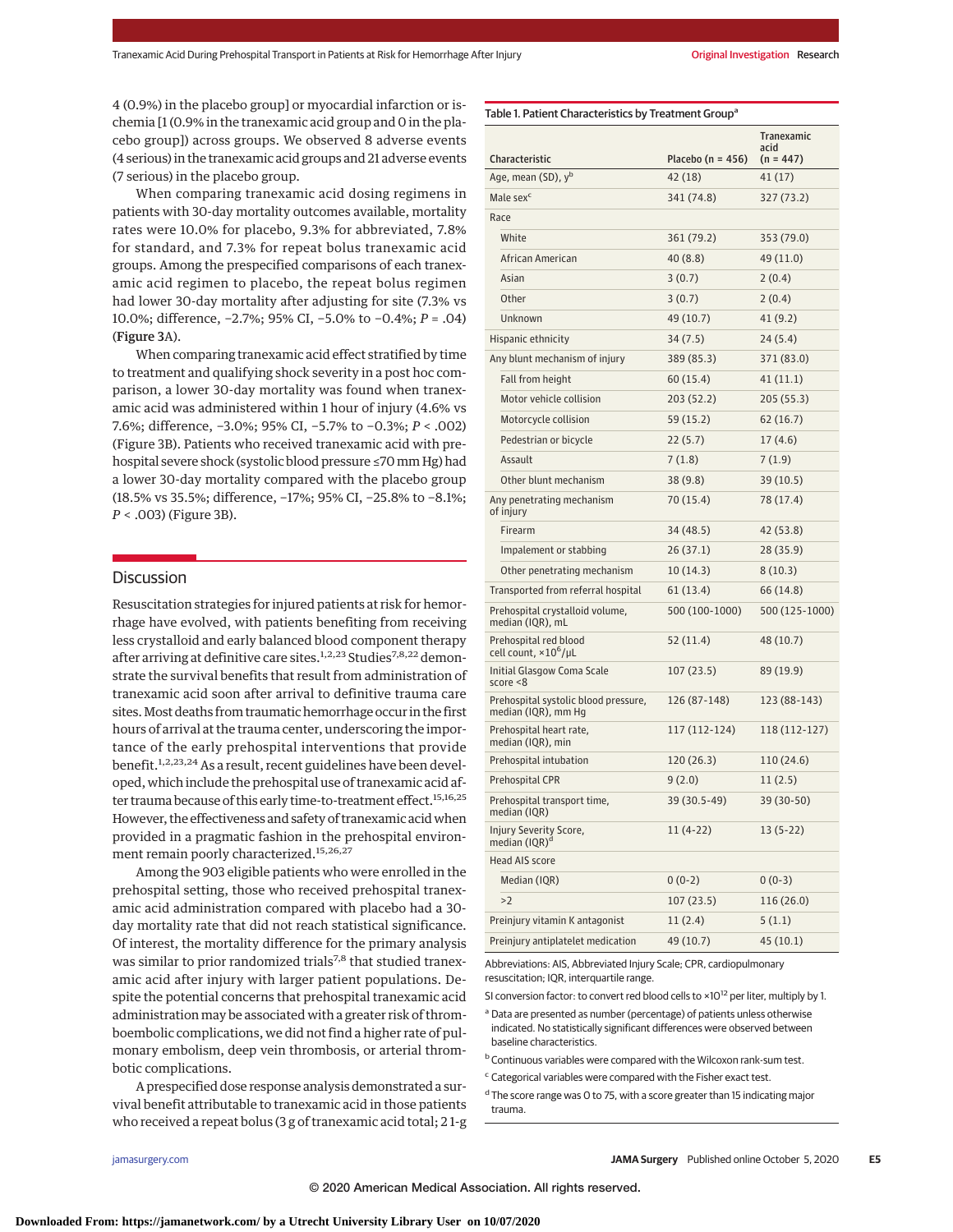4 (0.9%) in the placebo group] or myocardial infarction or ischemia [1 (0.9% in the tranexamic acid group and 0 in the placebo group]) across groups. We observed 8 adverse events (4 serious) in the tranexamic acid groups and 21 adverse events (7 serious) in the placebo group.

When comparing tranexamic acid dosing regimens in patients with 30-day mortality outcomes available, mortality rates were 10.0% for placebo, 9.3% for abbreviated, 7.8% for standard, and 7.3% for repeat bolus tranexamic acid groups. Among the prespecified comparisons of each tranexamic acid regimen to placebo, the repeat bolus regimen had lower 30-day mortality after adjusting for site (7.3% vs 10.0%; difference, −2.7%; 95% CI, −5.0% to −0.4%; $P = .04$) (**Figure 3**A).

When comparing tranexamic acid effect stratified by time to treatment and qualifying shock severity in a post hoc comparison, a lower 30-day mortality was found when tranexamic acid was administered within 1 hour of injury (4.6% vs 7.6%; difference, −3.0%; 95% CI, −5.7% to −0.3%; $P < .002$) (Figure 3B). Patients who received tranexamic acid with prehospital severe shock (systolic blood pressure ≤70 mm Hg) had a lower 30-day mortality compared with the placebo group (18.5% vs 35.5%; difference, −17%; 95% CI, −25.8% to −8.1%; $P < .003$) (Figure 3B).

## Discussion

Resuscitation strategies for injured patients at risk for hemorrhage have evolved, with patients benefiting from receiving less crystalloid and early balanced blood component therapy after arriving at definitive care sites.[1,2,23] Studies[7,8,22] demonstrate the survival benefits that result from administration of tranexamic acid soon after arrival to definitive trauma care sites. Most deaths from traumatic hemorrhage occur in the first hours of arrival at the trauma center, underscoring the importance of the early prehospital interventions that provide benefit.[1,2,23,24] As a result, recent guidelines have been developed, which include the prehospital use of tranexamic acid after trauma because of this early time-to-treatment effect.[15,16,25] However, the effectiveness and safety of tranexamic acid when provided in a pragmatic fashion in the prehospital environment remain poorly characterized.[15,26,27]

Among the 903 eligible patients who were enrolled in the prehospital setting, those who received prehospital tranexamic acid administration compared with placebo had a 30-day mortality rate that did not reach statistical significance. Of interest, the mortality difference for the primary analysis was similar to prior randomized trials[7,8] that studied tranexamic acid after injury with larger patient populations. Despite the potential concerns that prehospital tranexamic acid administration may be associated with a greater risk of thromboembolic complications, we did not find a higher rate of pulmonary embolism, deep vein thrombosis, or arterial thrombotic complications.

A prespecified dose response analysis demonstrated a survival benefit attributable to tranexamic acid in those patients who received a repeat bolus (3 g of tranexamic acid total; 2 1-g

Table 1. Patient Characteristics by Treatment Group[a]

| Characteristic | Placebo (n = 456) | Tranexamic acid (n = 447) |
|---|---|---|
| Age, mean (SD), y[b] | 42 (18) | 41 (17) |
| Male sex[c] | 341 (74.8) | 327 (73.2) |
| Race | | |
| White | 361 (79.2) | 353 (79.0) |
| African American | 40 (8.8) | 49 (11.0) |
| Asian | 3 (0.7) | 2 (0.4) |
| Other | 3 (0.7) | 2 (0.4) |
| Unknown | 49 (10.7) | 41 (9.2) |
| Hispanic ethnicity | 34 (7.5) | 24 (5.4) |
| Any blunt mechanism of injury | 389 (85.3) | 371 (83.0) |
| Fall from height | 60 (15.4) | 41 (11.1) |
| Motor vehicle collision | 203 (52.2) | 205 (55.3) |
| Motorcycle collision | 59 (15.2) | 62 (16.7) |
| Pedestrian or bicycle | 22 (5.7) | 17 (4.6) |
| Assault | 7 (1.8) | 7 (1.9) |
| Other blunt mechanism | 38 (9.8) | 39 (10.5) |
| Any penetrating mechanism of injury | 70 (15.4) | 78 (17.4) |
| Firearm | 34 (48.5) | 42 (53.8) |
| Impalement or stabbing | 26 (37.1) | 28 (35.9) |
| Other penetrating mechanism | 10 (14.3) | 8 (10.3) |
| Transported from referral hospital | 61 (13.4) | 66 (14.8) |
| Prehospital crystalloid volume, median (IQR), mL | 500 (100-1000) | 500 (125-1000) |
| Prehospital red blood cell count, ×10^6/μL | 52 (11.4) | 48 (10.7) |
| Initial Glasgow Coma Scale score <8 | 107 (23.5) | 89 (19.9) |
| Prehospital systolic blood pressure, median (IQR), mm Hg | 126 (87-148) | 123 (88-143) |
| Prehospital heart rate, median (IQR), min | 117 (112-124) | 118 (112-127) |
| Prehospital intubation | 120 (26.3) | 110 (24.6) |
| Prehospital CPR | 9 (2.0) | 11 (2.5) |
| Prehospital transport time, median (IQR) | 39 (30.5-49) | 39 (30-50) |
| Injury Severity Score, median (IQR)[d] | 11 (4-22) | 13 (5-22) |
| Head AIS score | | |
| Median (IQR) | 0 (0-2) | 0 (0-3) |
| >2 | 107 (23.5) | 116 (26.0) |
| Preinjury vitamin K antagonist | 11 (2.4) | 5 (1.1) |
| Preinjury antiplatelet medication | 49 (10.7) | 45 (10.1) |

Abbreviations: AIS, Abbreviated Injury Scale; CPR, cardiopulmonary resuscitation; IQR, interquartile range.

SI conversion factor: to convert red blood cells to ×10^12 per liter, multiply by 1.

[a] Data are presented as number (percentage) of patients unless otherwise indicated. No statistically significant differences were observed between baseline characteristics.

[b] Continuous variables were compared with the Wilcoxon rank-sum test.

[c] Categorical variables were compared with the Fisher exact test.

[d] The score range was 0 to 75, with a score greater than 15 indicating major trauma.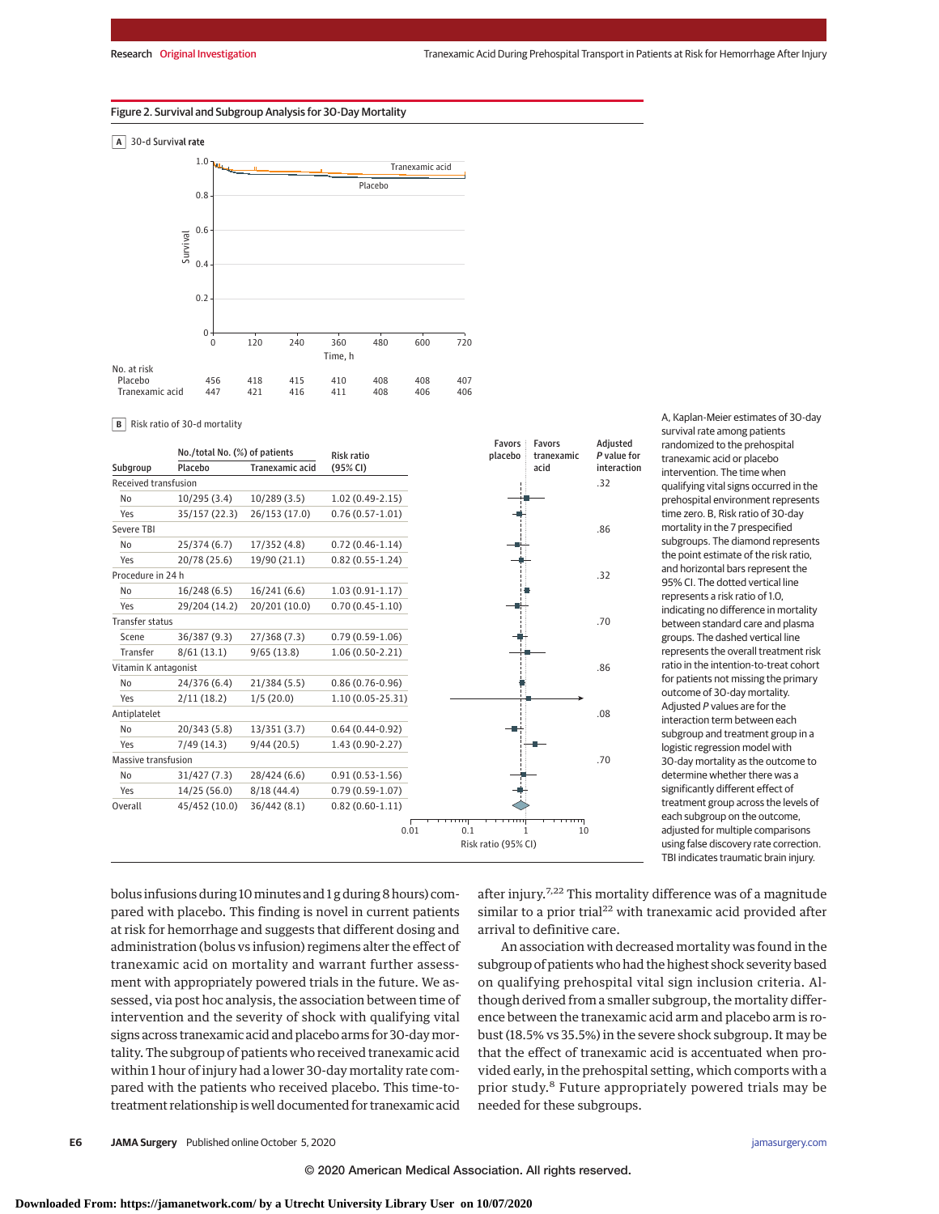Figure 2. Survival and Subgroup Analysis for 30-Day Mortality

**A** 30-d Survival rate

| No. at risk | 0 | 120 | 240 | 360 | 480 | 600 | 720 |
|---|---|---|---|---|---|---|---|
| Placebo | 456 | 418 | 415 | 410 | 408 | 408 | 407 |
| Tranexamic acid | 447 | 421 | 416 | 411 | 408 | 406 | 406 |

**B** Risk ratio of 30-d mortality

| Subgroup | No./total No. (%) of patients: Placebo | No./total No. (%) of patients: Tranexamic acid | Risk ratio (95% CI) | Adjusted *P* value for interaction |
|---|---|---|---|---|
| Received transfusion | | | | .32 |
| No | 10/295 (3.4) | 10/289 (3.5) | 1.02 (0.49-2.15) | |
| Yes | 35/157 (22.3) | 26/153 (17.0) | 0.76 (0.57-1.01) | |
| Severe TBI | | | | .86 |
| No | 25/374 (6.7) | 17/352 (4.8) | 0.72 (0.46-1.14) | |
| Yes | 20/78 (25.6) | 19/90 (21.1) | 0.82 (0.55-1.24) | |
| Procedure in 24 h | | | | .32 |
| No | 16/248 (6.5) | 16/241 (6.6) | 1.03 (0.91-1.17) | |
| Yes | 29/204 (14.2) | 20/201 (10.0) | 0.70 (0.45-1.10) | |
| Transfer status | | | | .70 |
| Scene | 36/387 (9.3) | 27/368 (7.3) | 0.79 (0.59-1.06) | |
| Transfer | 8/61 (13.1) | 9/65 (13.8) | 1.06 (0.50-2.21) | |
| Vitamin K antagonist | | | | .86 |
| No | 24/376 (6.4) | 21/384 (5.5) | 0.86 (0.76-0.96) | |
| Yes | 2/11 (18.2) | 1/5 (20.0) | 1.10 (0.05-25.31) | |
| Antiplatelet | | | | .08 |
| No | 20/343 (5.8) | 13/351 (3.7) | 0.64 (0.44-0.92) | |
| Yes | 7/49 (14.3) | 9/44 (20.5) | 1.43 (0.90-2.27) | |
| Massive transfusion | | | | .70 |
| No | 31/427 (7.3) | 28/424 (6.6) | 0.91 (0.53-1.56) | |
| Yes | 14/25 (56.0) | 8/18 (44.4) | 0.79 (0.59-1.07) | |
| Overall | 45/452 (10.0) | 36/442 (8.1) | 0.82 (0.60-1.11) | |

A, Kaplan-Meier estimates of 30-day survival rate among patients randomized to the prehospital tranexamic acid or placebo intervention. The time when qualifying vital signs occurred in the prehospital environment represents time zero. B, Risk ratio of 30-day mortality in the 7 prespecified subgroups. The diamond represents the point estimate of the risk ratio, and horizontal bars represent the 95% CI. The dotted vertical line represents a risk ratio of 1.0, indicating no difference in mortality between standard care and plasma groups. The dashed vertical line represents the overall treatment risk ratio in the intention-to-treat cohort for patients not missing the primary outcome of 30-day mortality. Adjusted *P* values are for the interaction term between each subgroup and treatment group in a logistic regression model with 30-day mortality as the outcome to determine whether there was a significantly different effect of treatment group across the levels of each subgroup on the outcome, adjusted for multiple comparisons using false discovery rate correction. TBI indicates traumatic brain injury.

bolus infusions during 10 minutes and 1 g during 8 hours) compared with placebo. This finding is novel in current patients at risk for hemorrhage and suggests that different dosing and administration (bolus vs infusion) regimens alter the effect of tranexamic acid on mortality and warrant further assessment with appropriately powered trials in the future. We assessed, via post hoc analysis, the association between time of intervention and the severity of shock with qualifying vital signs across tranexamic acid and placebo arms for 30-day mortality. The subgroup of patients who received tranexamic acid within 1 hour of injury had a lower 30-day mortality rate compared with the patients who received placebo. This time-to-treatment relationship is well documented for tranexamic acid after injury.[7,22] This mortality difference was of a magnitude similar to a prior trial[22] with tranexamic acid provided after arrival to definitive care.

An association with decreased mortality was found in the subgroup of patients who had the highest shock severity based on qualifying prehospital vital sign inclusion criteria. Although derived from a smaller subgroup, the mortality difference between the tranexamic acid arm and placebo arm is robust (18.5% vs 35.5%) in the severe shock subgroup. It may be that the effect of tranexamic acid is accentuated when provided early, in the prehospital setting, which comports with a prior study.[8] Future appropriately powered trials may be needed for these subgroups.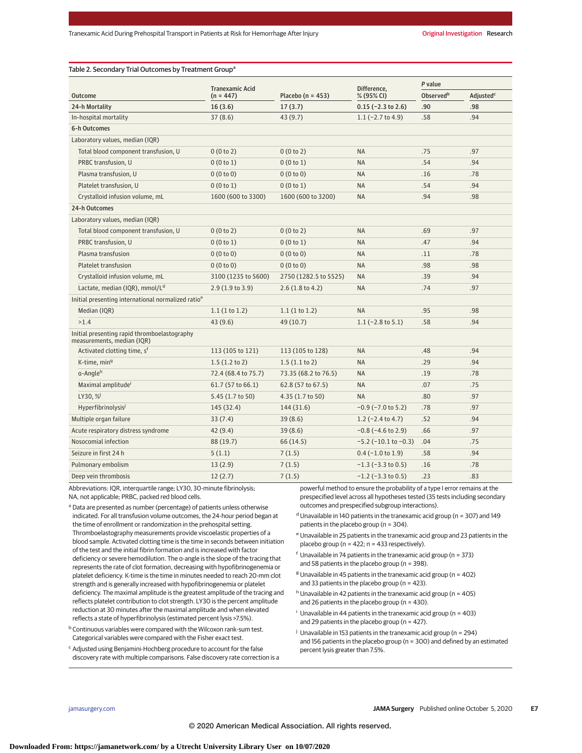Table 2. Secondary Trial Outcomes by Treatment Group[a]

| Outcome | Tranexamic Acid (n = 447) | Placebo (n = 453) | Difference, % (95% CI) | *P* value Observed[b] | *P* value Adjusted[c] |
|---|---|---|---|---|---|
| **24-h Mortality** | 16 (3.6) | 17 (3.7) | 0.15 (−2.3 to 2.6) | .90 | .98 |
| In-hospital mortality | 37 (8.6) | 43 (9.7) | 1.1 (−2.7 to 4.9) | .58 | .94 |
| **6-h Outcomes** | | | | | |
| Laboratory values, median (IQR) | | | | | |
| Total blood component transfusion, U | 0 (0 to 2) | 0 (0 to 2) | NA | .75 | .97 |
| PRBC transfusion, U | 0 (0 to 1) | 0 (0 to 1) | NA | .54 | .94 |
| Plasma transfusion, U | 0 (0 to 0) | 0 (0 to 0) | NA | .16 | .78 |
| Platelet transfusion, U | 0 (0 to 1) | 0 (0 to 1) | NA | .54 | .94 |
| Crystalloid infusion volume, mL | 1600 (600 to 3300) | 1600 (600 to 3200) | NA | .94 | .98 |
| **24-h Outcomes** | | | | | |
| Laboratory values, median (IQR) | | | | | |
| Total blood component transfusion, U | 0 (0 to 2) | 0 (0 to 2) | NA | .69 | .97 |
| PRBC transfusion, U | 0 (0 to 1) | 0 (0 to 1) | NA | .47 | .94 |
| Plasma transfusion | 0 (0 to 0) | 0 (0 to 0) | NA | .11 | .78 |
| Platelet transfusion | 0 (0 to 0) | 0 (0 to 0) | NA | .98 | .98 |
| Crystalloid infusion volume, mL | 3100 (1235 to 5600) | 2750 (1282.5 to 5525) | NA | .39 | .94 |
| Lactate, median (IQR), mmol/L[d] | 2.9 (1.9 to 3.9) | 2.6 (1.8 to 4.2) | NA | .74 | .97 |
| Initial presenting international normalized ratio[e] | | | | | |
| Median (IQR) | 1.1 (1 to 1.2) | 1.1 (1 to 1.2) | NA | .95 | .98 |
| >1.4 | 43 (9.6) | 49 (10.7) | 1.1 (−2.8 to 5.1) | .58 | .94 |
| Initial presenting rapid thromboelastography measurements, median (IQR) | | | | | |
| Activated clotting time, s[f] | 113 (105 to 121) | 113 (105 to 128) | NA | .48 | .94 |
| K-time, min[g] | 1.5 (1.2 to 2) | 1.5 (1.1 to 2) | NA | .29 | .94 |
| α-Angle[h] | 72.4 (68.4 to 75.7) | 73.35 (68.2 to 76.5) | NA | .19 | .78 |
| Maximal amplitude[i] | 61.7 (57 to 66.1) | 62.8 (57 to 67.5) | NA | .07 | .75 |
| LY30, %[j] | 5.45 (1.7 to 50) | 4.35 (1.7 to 50) | NA | .80 | .97 |
| Hyperfibrinolysis[j] | 145 (32.4) | 144 (31.6) | −0.9 (−7.0 to 5.2) | .78 | .97 |
| Multiple organ failure | 33 (7.4) | 39 (8.6) | 1.2 (−2.4 to 4.7) | .52 | .94 |
| Acute respiratory distress syndrome | 42 (9.4) | 39 (8.6) | −0.8 (−4.6 to 2.9) | .66 | .97 |
| Nosocomial infection | 88 (19.7) | 66 (14.5) | −5.2 (−10.1 to −0.3) | .04 | .75 |
| Seizure in first 24 h | 5 (1.1) | 7 (1.5) | 0.4 (−1.0 to 1.9) | .58 | .94 |
| Pulmonary embolism | 13 (2.9) | 7 (1.5) | −1.3 (−3.3 to 0.5) | .16 | .78 |
| Deep vein thrombosis | 12 (2.7) | 7 (1.5) | −1.2 (−3.3 to 0.5) | .23 | .83 |

Abbreviations: IQR, interquartile range; LY30, 30-minute fibrinolysis; NA, not applicable; PRBC, packed red blood cells.

[a] Data are presented as number (percentage) of patients unless otherwise indicated. For all transfusion volume outcomes, the 24-hour period began at the time of enrollment or randomization in the prehospital setting. Thromboelastography measurements provide viscoelastic properties of a blood sample. Activated clotting time is the time in seconds between initiation of the test and the initial fibrin formation and is increased with factor deficiency or severe hemodilution. The α-angle is the slope of the tracing that represents the rate of clot formation, decreasing with hypofibrinogenemia or platelet deficiency. K-time is the time in minutes needed to reach 20-mm clot strength and is generally increased with hypofibrinogenemia or platelet deficiency. The maximal amplitude is the greatest amplitude of the tracing and reflects platelet contribution to clot strength. LY30 is the percent amplitude reduction at 30 minutes after the maximal amplitude and when elevated reflects a state of hyperfibrinolysis (estimated percent lysis >7.5%).

[b] Continuous variables were compared with the Wilcoxon rank-sum test. Categorical variables were compared with the Fisher exact test.

[c] Adjusted using Benjamini-Hochberg procedure to account for the false discovery rate with multiple comparisons. False discovery rate correction is a powerful method to ensure the probability of a type I error remains at the prespecified level across all hypotheses tested (35 tests including secondary outcomes and prespecified subgroup interactions).

[d] Unavailable in 140 patients in the tranexamic acid group (n = 307) and 149 patients in the placebo group (n = 304).

[e] Unavailable in 25 patients in the tranexamic acid group and 23 patients in the placebo group (n = 422; n = 433 respectively).

[f] Unavailable in 74 patients in the tranexamic acid group (n = 373) and 58 patients in the placebo group (n = 398).

[g] Unavailable in 45 patients in the tranexamic acid group (n = 402) and 33 patients in the placebo group (n = 423).

[h] Unavailable in 42 patients in the tranexamic acid group (n = 405) and 26 patients in the placebo group (n = 430).

[i] Unavailable in 44 patients in the tranexamic acid group (n = 403) and 29 patients in the placebo group (n = 427).

[j] Unavailable in 153 patients in the tranexamic acid group (n = 294) and 156 patients in the placebo group (n = 300) and defined by an estimated percent lysis greater than 7.5%.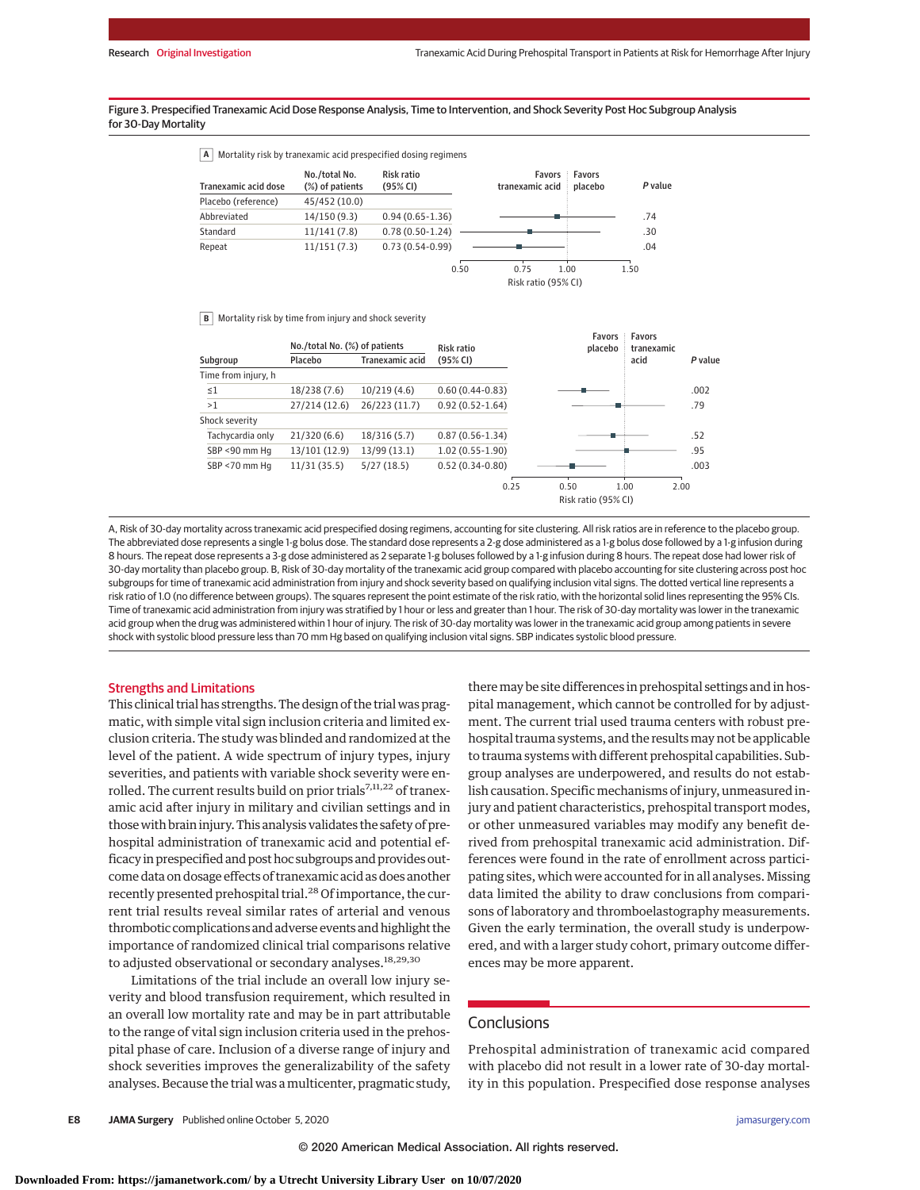Figure 3. Prespecified Tranexamic Acid Dose Response Analysis, Time to Intervention, and Shock Severity Post Hoc Subgroup Analysis for 30-Day Mortality

**A** Mortality risk by tranexamic acid prespecified dosing regimens

| Tranexamic acid dose | No./total No. (%) of patients | Risk ratio (95% CI) | P value |
|---|---|---|---|
| Placebo (reference) | 45/452 (10.0) | | |
| Abbreviated | 14/150 (9.3) | 0.94 (0.65-1.36) | .74 |
| Standard | 11/141 (7.8) | 0.78 (0.50-1.24) | .30 |
| Repeat | 11/151 (7.3) | 0.73 (0.54-0.99) | .04 |

**B** Mortality risk by time from injury and shock severity

| Subgroup | No./total No. (%) of patients: Placebo | Tranexamic acid | Risk ratio (95% CI) | P value |
|---|---|---|---|---|
| Time from injury, h | | | | |
| ≤1 | 18/238 (7.6) | 10/219 (4.6) | 0.60 (0.44-0.83) | .002 |
| >1 | 27/214 (12.6) | 26/223 (11.7) | 0.92 (0.52-1.64) | .79 |
| Shock severity | | | | |
| Tachycardia only | 21/320 (6.6) | 18/316 (5.7) | 0.87 (0.56-1.34) | .52 |
| SBP <90 mm Hg | 13/101 (12.9) | 13/99 (13.1) | 1.02 (0.55-1.90) | .95 |
| SBP <70 mm Hg | 11/31 (35.5) | 5/27 (18.5) | 0.52 (0.34-0.80) | .003 |

A, Risk of 30-day mortality across tranexamic acid prespecified dosing regimens, accounting for site clustering. All risk ratios are in reference to the placebo group. The abbreviated dose represents a single 1-g bolus dose. The standard dose represents a 2-g dose administered as a 1-g bolus dose followed by a 1-g infusion during 8 hours. The repeat dose represents a 3-g dose administered as 2 separate 1-g boluses followed by a 1-g infusion during 8 hours. The repeat dose had lower risk of 30-day mortality than placebo group. B, Risk of 30-day mortality of the tranexamic acid group compared with placebo accounting for site clustering across post hoc subgroups for time of tranexamic acid administration from injury and shock severity based on qualifying inclusion vital signs. The dotted vertical line represents a risk ratio of 1.0 (no difference between groups). The squares represent the point estimate of the risk ratio, with the horizontal solid lines representing the 95% CIs. Time of tranexamic acid administration from injury was stratified by 1 hour or less and greater than 1 hour. The risk of 30-day mortality was lower in the tranexamic acid group when the drug was administered within 1 hour of injury. The risk of 30-day mortality was lower in the tranexamic acid group among patients in severe shock with systolic blood pressure less than 70 mm Hg based on qualifying inclusion vital signs. SBP indicates systolic blood pressure.

## Strengths and Limitations

This clinical trial has strengths. The design of the trial was pragmatic, with simple vital sign inclusion criteria and limited exclusion criteria. The study was blinded and randomized at the level of the patient. A wide spectrum of injury types, injury severities, and patients with variable shock severity were enrolled. The current results build on prior trials[7,11,22] of tranexamic acid after injury in military and civilian settings and in those with brain injury. This analysis validates the safety of prehospital administration of tranexamic acid and potential efficacy in prespecified and post hoc subgroups and provides outcome data on dosage effects of tranexamic acid as does another recently presented prehospital trial.[28] Of importance, the current trial results reveal similar rates of arterial and venous thrombotic complications and adverse events and highlight the importance of randomized clinical trial comparisons relative to adjusted observational or secondary analyses.[18,29,30]

Limitations of the trial include an overall low injury severity and blood transfusion requirement, which resulted in an overall low mortality rate and may be in part attributable to the range of vital sign inclusion criteria used in the prehospital phase of care. Inclusion of a diverse range of injury and shock severities improves the generalizability of the safety analyses. Because the trial was a multicenter, pragmatic study, there may be site differences in prehospital settings and in hospital management, which cannot be controlled for by adjustment. The current trial used trauma centers with robust prehospital trauma systems, and the results may not be applicable to trauma systems with different prehospital capabilities. Subgroup analyses are underpowered, and results do not establish causation. Specific mechanisms of injury, unmeasured injury and patient characteristics, prehospital transport modes, or other unmeasured variables may modify any benefit derived from prehospital tranexamic acid administration. Differences were found in the rate of enrollment across participating sites, which were accounted for in all analyses. Missing data limited the ability to draw conclusions from comparisons of laboratory and thromboelastography measurements. Given the early termination, the overall study is underpowered, and with a larger study cohort, primary outcome differences may be more apparent.

## Conclusions

Prehospital administration of tranexamic acid compared with placebo did not result in a lower rate of 30-day mortality in this population. Prespecified dose response analyses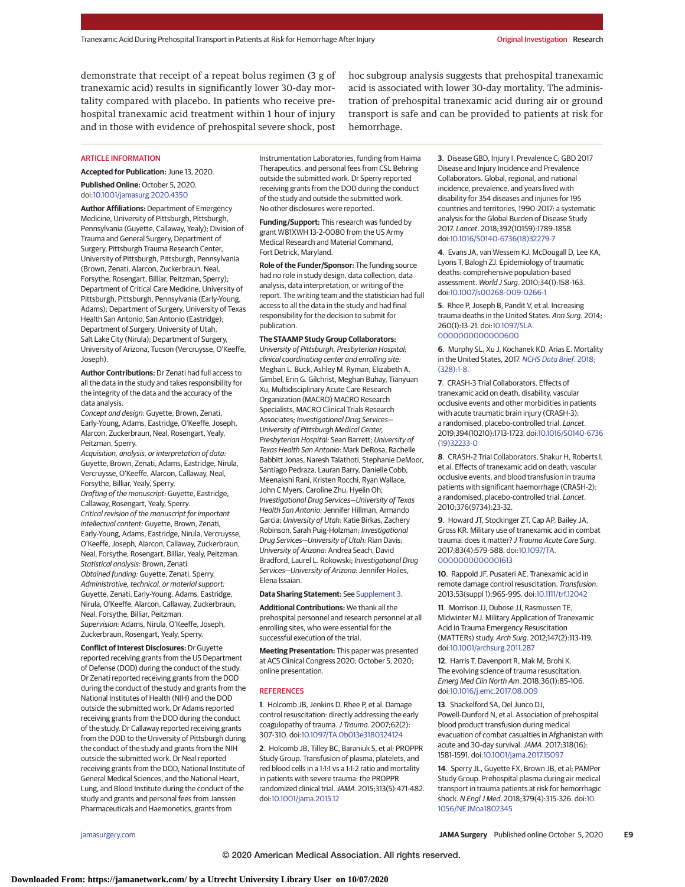demonstrate that receipt of a repeat bolus regimen (3 g of tranexamic acid) results in significantly lower 30-day mortality compared with placebo. In patients who receive prehospital tranexamic acid treatment within 1 hour of injury and in those with evidence of prehospital severe shock, post hoc subgroup analysis suggests that prehospital tranexamic acid is associated with lower 30-day mortality. The administration of prehospital tranexamic acid during air or ground transport is safe and can be provided to patients at risk for hemorrhage.

## ARTICLE INFORMATION

**Accepted for Publication:** June 13, 2020.

**Published Online:** October 5, 2020. doi:10.1001/jamasurg.2020.4350

**Author Affiliations:** Department of Emergency Medicine, University of Pittsburgh, Pittsburgh, Pennsylvania (Guyette, Callaway, Yealy); Division of Trauma and General Surgery, Department of Surgery, Pittsburgh Trauma Research Center, University of Pittsburgh, Pittsburgh, Pennsylvania (Brown, Zenati, Alarcon, Zuckerbraun, Neal, Forsythe, Rosengart, Billiar, Peitzman, Sperry); Department of Critical Care Medicine, University of Pittsburgh, Pittsburgh, Pennsylvania (Early-Young, Adams); Department of Surgery, University of Texas Health San Antonio, San Antonio (Eastridge); Department of Surgery, University of Utah, Salt Lake City (Nirula); Department of Surgery, University of Arizona, Tucson (Vercruysse, O'Keeffe, Joseph).

**Author Contributions:** Dr Zenati had full access to all the data in the study and takes responsibility for the integrity of the data and the accuracy of the data analysis.
*Concept and design:* Guyette, Brown, Zenati, Early-Young, Adams, Eastridge, O'Keeffe, Joseph, Alarcon, Zuckerbraun, Neal, Rosengart, Yealy, Peitzman, Sperry.
*Acquisition, analysis, or interpretation of data:* Guyette, Brown, Zenati, Adams, Eastridge, Nirula, Vercruysse, O'Keeffe, Alarcon, Callaway, Neal, Forsythe, Billiar, Yealy, Sperry.
*Drafting of the manuscript:* Guyette, Eastridge, Callaway, Rosengart, Yealy, Sperry.
*Critical revision of the manuscript for important intellectual content:* Guyette, Brown, Zenati, Early-Young, Adams, Eastridge, Nirula, Vercruysse, O'Keeffe, Joseph, Alarcon, Callaway, Zuckerbraun, Neal, Forsythe, Rosengart, Billiar, Yealy, Peitzman.
*Statistical analysis:* Brown, Zenati.
*Obtained funding:* Guyette, Zenati, Sperry.
*Administrative, technical, or material support:* Guyette, Zenati, Early-Young, Adams, Eastridge, Nirula, O'Keeffe, Alarcon, Callaway, Zuckerbraun, Neal, Forsythe, Billiar, Peitzman.
*Supervision:* Adams, Nirula, O'Keeffe, Joseph, Zuckerbraun, Rosengart, Yealy, Sperry.

**Conflict of Interest Disclosures:** Dr Guyette reported receiving grants from the US Department of Defense (DOD) during the conduct of the study. Dr Zenati reported receiving grants from the DOD during the conduct of the study and grants from the National Institutes of Health (NIH) and the DOD outside the submitted work. Dr Adams reported receiving grants from the DOD during the conduct of the study. Dr Callaway reported receiving grants from the DOD to the University of Pittsburgh during the conduct of the study and grants from the NIH outside the submitted work. Dr Neal reported receiving grants from the DOD, National Institute of General Medical Sciences, and the National Heart, Lung, and Blood Institute during the conduct of the study and grants and personal fees from Janssen Pharmaceuticals and Haemonetics, grants from Instrumentation Laboratories, funding from Haima Therapeutics, and personal fees from CSL Behring outside the submitted work. Dr Sperry reported receiving grants from the DOD during the conduct of the study and outside the submitted work. No other disclosures were reported.

**Funding/Support:** This research was funded by grant W81XWH 13-2-0080 from the US Army Medical Research and Material Command, Fort Detrick, Maryland.

**Role of the Funder/Sponsor:** The funding source had no role in study design, data collection, data analysis, data interpretation, or writing of the report. The writing team and the statistician had full access to all the data in the study and had final responsibility for the decision to submit for publication.

**The STAAMP Study Group Collaborators:** *University of Pittsburgh, Presbyterian Hospital; clinical coordinating center and enrolling site:* Meghan L. Buck, Ashley M. Ryman, Elizabeth A. Gimbel, Erin G. Gilchrist, Meghan Buhay, Tianyuan Xu, Multidisciplinary Acute Care Research Organization (MACRO) MACRO Research Specialists, MACRO Clinical Trials Research Associates; *Investigational Drug Services—University of Pittsburgh Medical Center, Presbyterian Hospital:* Sean Barrett; *University of Texas Health San Antonio:* Mark DeRosa, Rachelle Babbitt Jonas, Naresh Talathoti, Stephanie DeMoor, Santiago Pedraza, Lauran Barry, Danielle Cobb, Meenakshi Rani, Kristen Rocchi, Ryan Wallace, John C Myers, Caroline Zhu, Hyelin Oh; *Investigational Drug Services—University of Texas Health San Antonio:* Jennifer Hillman, Armando Garcia; *University of Utah:* Katie Birkas, Zachery Robinson, Sarah Puig-Holzman; *Investigational Drug Services—University of Utah:* Rian Davis; *University of Arizona:* Andrea Seach, David Bradford, Laurel L. Rokowski; *Investigational Drug Services—University of Arizona:* Jennifer Hoiles, Elena Issaian.

**Data Sharing Statement:** See Supplement 3.

**Additional Contributions:** We thank all the prehospital personnel and research personnel at all enrolling sites, who were essential for the successful execution of the trial.

**Meeting Presentation:** This paper was presented at ACS Clinical Congress 2020; October 5, 2020; online presentation.

## REFERENCES

1. Holcomb JB, Jenkins D, Rhee P, et al. Damage control resuscitation: directly addressing the early coagulopathy of trauma. *J Trauma*. 2007;62(2):307-310. doi:10.1097/TA.0b013e3180324124

2. Holcomb JB, Tilley BC, Baraniuk S, et al; PROPPR Study Group. Transfusion of plasma, platelets, and red blood cells in a 1:1:1 vs a 1:1:2 ratio and mortality in patients with severe trauma: the PROPPR randomized clinical trial. *JAMA*. 2015;313(5):471-482. doi:10.1001/jama.2015.12

3. Disease GBD, Injury I, Prevalence C; GBD 2017 Disease and Injury Incidence and Prevalence Collaborators. Global, regional, and national incidence, prevalence, and years lived with disability for 354 diseases and injuries for 195 countries and territories, 1990-2017: a systematic analysis for the Global Burden of Disease Study 2017. *Lancet*. 2018;392(10159):1789-1858. doi:10.1016/S0140-6736(18)32279-7

4. Evans JA, van Wessem KJ, McDougall D, Lee KA, Lyons T, Balogh ZJ. Epidemiology of traumatic deaths: comprehensive population-based assessment. *World J Surg*. 2010;34(1):158-163. doi:10.1007/s00268-009-0266-1

5. Rhee P, Joseph B, Pandit V, et al. Increasing trauma deaths in the United States. *Ann Surg*. 2014;260(1):13-21. doi:10.1097/SLA.0000000000000600

6. Murphy SL, Xu J, Kochanek KD, Arias E. Mortality in the United States, 2017. *NCHS Data Brief*. 2018;(328):1-8.

7. CRASH-3 Trial Collaborators. Effects of tranexamic acid on death, disability, vascular occlusive events and other morbidities in patients with acute traumatic brain injury (CRASH-3): a randomised, placebo-controlled trial. *Lancet*. 2019;394(10210):1713-1723. doi:10.1016/S0140-6736(19)32233-0

8. CRASH-2 Trial Collaborators, Shakur H, Roberts I, et al. Effects of tranexamic acid on death, vascular occlusive events, and blood transfusion in trauma patients with significant haemorrhage (CRASH-2): a randomised, placebo-controlled trial. *Lancet*. 2010;376(9734):23-32.

9. Howard JT, Stockinger ZT, Cap AP, Bailey JA, Gross KR. Military use of tranexamic acid in combat trauma: does it matter? *J Trauma Acute Care Surg*. 2017;83(4):579-588. doi:10.1097/TA.0000000000001613

10. Rappold JF, Pusateri AE. Tranexamic acid in remote damage control resuscitation. *Transfusion*. 2013;53(suppl 1):96S-99S. doi:10.1111/trf.12042

11. Morrison JJ, Dubose JJ, Rasmussen TE, Midwinter MJ. Military Application of Tranexamic Acid in Trauma Emergency Resuscitation (MATTERs) study. *Arch Surg*. 2012;147(2):113-119. doi:10.1001/archsurg.2011.287

12. Harris T, Davenport R, Mak M, Brohi K. The evolving science of trauma resuscitation. *Emerg Med Clin North Am*. 2018;36(1):85-106. doi:10.1016/j.emc.2017.08.009

13. Shackelford SA, Del Junco DJ, Powell-Dunford N, et al. Association of prehospital blood product transfusion during medical evacuation of combat casualties in Afghanistan with acute and 30-day survival. *JAMA*. 2017;318(16):1581-1591. doi:10.1001/jama.2017.15097

14. Sperry JL, Guyette FX, Brown JB, et al; PAMPer Study Group. Prehospital plasma during air medical transport in trauma patients at risk for hemorrhagic shock. *N Engl J Med*. 2018;379(4):315-326. doi:10.1056/NEJMoa1802345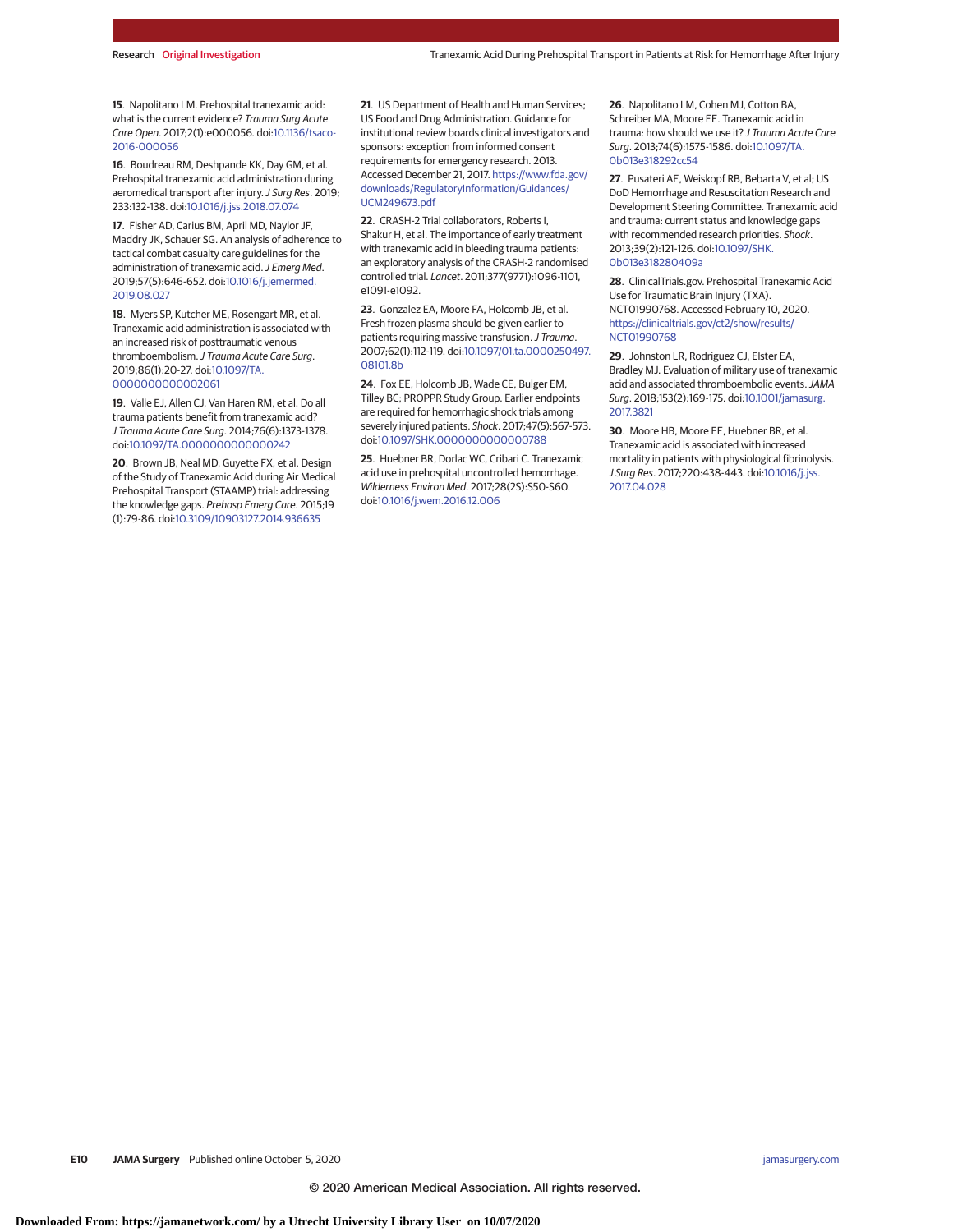15. Napolitano LM. Prehospital tranexamic acid: what is the current evidence? *Trauma Surg Acute Care Open*. 2017;2(1):e000056. doi:10.1136/tsaco-2016-000056

16. Boudreau RM, Deshpande KK, Day GM, et al. Prehospital tranexamic acid administration during aeromedical transport after injury. *J Surg Res*. 2019; 233:132-138. doi:10.1016/j.jss.2018.07.074

17. Fisher AD, Carius BM, April MD, Naylor JF, Maddry JK, Schauer SG. An analysis of adherence to tactical combat casualty care guidelines for the administration of tranexamic acid. *J Emerg Med*. 2019;57(5):646-652. doi:10.1016/j.jemermed.2019.08.027

18. Myers SP, Kutcher ME, Rosengart MR, et al. Tranexamic acid administration is associated with an increased risk of posttraumatic venous thromboembolism. *J Trauma Acute Care Surg*. 2019;86(1):20-27. doi:10.1097/TA.0000000000002061

19. Valle EJ, Allen CJ, Van Haren RM, et al. Do all trauma patients benefit from tranexamic acid? *J Trauma Acute Care Surg*. 2014;76(6):1373-1378. doi:10.1097/TA.0000000000000242

20. Brown JB, Neal MD, Guyette FX, et al. Design of the Study of Tranexamic Acid during Air Medical Prehospital Transport (STAAMP) trial: addressing the knowledge gaps. *Prehosp Emerg Care*. 2015;19 (1):79-86. doi:10.3109/10903127.2014.936635

21. US Department of Health and Human Services; US Food and Drug Administration. Guidance for institutional review boards clinical investigators and sponsors: exception from informed consent requirements for emergency research. 2013. Accessed December 21, 2017. https://www.fda.gov/downloads/RegulatoryInformation/Guidances/UCM249673.pdf

22. CRASH-2 Trial collaborators, Roberts I, Shakur H, et al. The importance of early treatment with tranexamic acid in bleeding trauma patients: an exploratory analysis of the CRASH-2 randomised controlled trial. *Lancet*. 2011;377(9771):1096-1101, e1091-e1092.

23. Gonzalez EA, Moore FA, Holcomb JB, et al. Fresh frozen plasma should be given earlier to patients requiring massive transfusion. *J Trauma*. 2007;62(1):112-119. doi:10.1097/01.ta.0000250497.08101.8b

24. Fox EE, Holcomb JB, Wade CE, Bulger EM, Tilley BC; PROPPR Study Group. Earlier endpoints are required for hemorrhagic shock trials among severely injured patients. *Shock*. 2017;47(5):567-573. doi:10.1097/SHK.0000000000000788

25. Huebner BR, Dorlac WC, Cribari C. Tranexamic acid use in prehospital uncontrolled hemorrhage. *Wilderness Environ Med*. 2017;28(2S):S50-S60. doi:10.1016/j.wem.2016.12.006

26. Napolitano LM, Cohen MJ, Cotton BA, Schreiber MA, Moore EE. Tranexamic acid in trauma: how should we use it? *J Trauma Acute Care Surg*. 2013;74(6):1575-1586. doi:10.1097/TA.0b013e318292cc54

27. Pusateri AE, Weiskopf RB, Bebarta V, et al; US DoD Hemorrhage and Resuscitation Research and Development Steering Committee. Tranexamic acid and trauma: current status and knowledge gaps with recommended research priorities. *Shock*. 2013;39(2):121-126. doi:10.1097/SHK.0b013e318280409a

28. ClinicalTrials.gov. Prehospital Tranexamic Acid Use for Traumatic Brain Injury (TXA). NCT01990768. Accessed February 10, 2020. https://clinicaltrials.gov/ct2/show/results/NCT01990768

29. Johnston LR, Rodriguez CJ, Elster EA, Bradley MJ. Evaluation of military use of tranexamic acid and associated thromboembolic events. *JAMA Surg*. 2018;153(2):169-175. doi:10.1001/jamasurg.2017.3821

30. Moore HB, Moore EE, Huebner BR, et al. Tranexamic acid is associated with increased mortality in patients with physiological fibrinolysis. *J Surg Res*. 2017;220:438-443. doi:10.1016/j.jss.2017.04.028